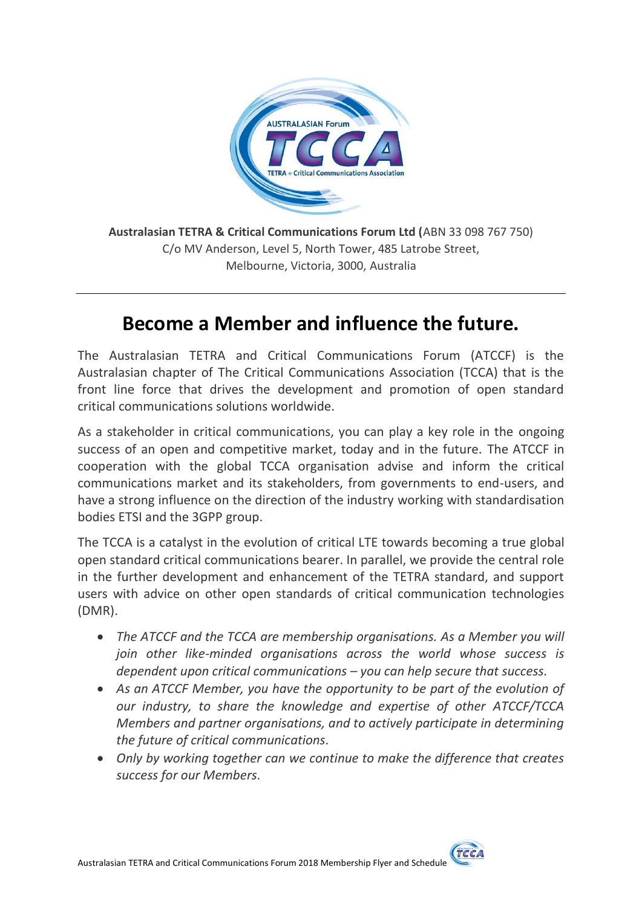**Australasian TETRA & Critical Communications Forum Ltd (**ABN 33 098 767 750)
C/o MV Anderson, Level 5, North Tower, 485 Latrobe Street,
Melbourne, Victoria, 3000, Australia

---

# Become a Member and influence the future.

The Australasian TETRA and Critical Communications Forum (ATCCF) is the Australasian chapter of The Critical Communications Association (TCCA) that is the front line force that drives the development and promotion of open standard critical communications solutions worldwide.

As a stakeholder in critical communications, you can play a key role in the ongoing success of an open and competitive market, today and in the future. The ATCCF in cooperation with the global TCCA organisation advise and inform the critical communications market and its stakeholders, from governments to end-users, and have a strong influence on the direction of the industry working with standardisation bodies ETSI and the 3GPP group.

The TCCA is a catalyst in the evolution of critical LTE towards becoming a true global open standard critical communications bearer. In parallel, we provide the central role in the further development and enhancement of the TETRA standard, and support users with advice on other open standards of critical communication technologies (DMR).

- *The ATCCF and the TCCA are membership organisations. As a Member you will join other like-minded organisations across the world whose success is dependent upon critical communications – you can help secure that success.*
- *As an ATCCF Member, you have the opportunity to be part of the evolution of our industry, to share the knowledge and expertise of other ATCCF/TCCA Members and partner organisations, and to actively participate in determining the future of critical communications.*
- *Only by working together can we continue to make the difference that creates success for our Members.*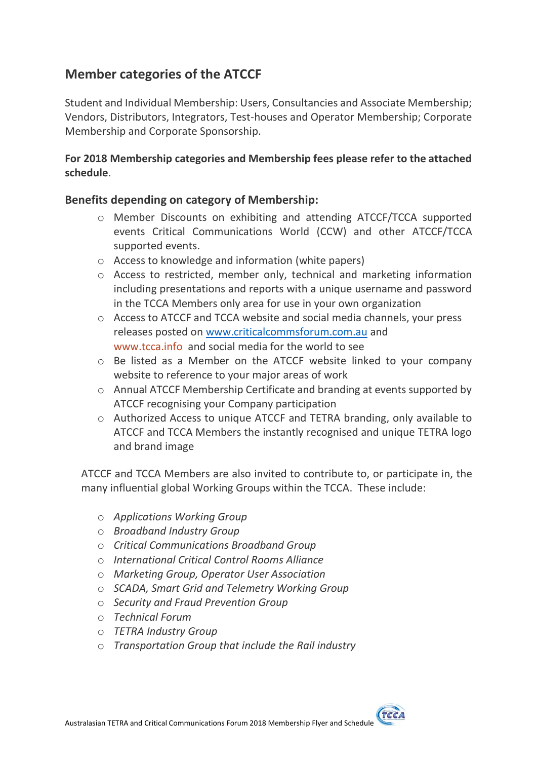## Member categories of the ATCCF

Student and Individual Membership: Users, Consultancies and Associate Membership; Vendors, Distributors, Integrators, Test-houses and Operator Membership; Corporate Membership and Corporate Sponsorship.

**For 2018 Membership categories and Membership fees please refer to the attached schedule**.

### Benefits depending on category of Membership:

- Member Discounts on exhibiting and attending ATCCF/TCCA supported events Critical Communications World (CCW) and other ATCCF/TCCA supported events.
- Access to knowledge and information (white papers)
- Access to restricted, member only, technical and marketing information including presentations and reports with a unique username and password in the TCCA Members only area for use in your own organization
- Access to ATCCF and TCCA website and social media channels, your press releases posted on www.criticalcommsforum.com.au and www.tcca.info and social media for the world to see
- Be listed as a Member on the ATCCF website linked to your company website to reference to your major areas of work
- Annual ATCCF Membership Certificate and branding at events supported by ATCCF recognising your Company participation
- Authorized Access to unique ATCCF and TETRA branding, only available to ATCCF and TCCA Members the instantly recognised and unique TETRA logo and brand image

ATCCF and TCCA Members are also invited to contribute to, or participate in, the many influential global Working Groups within the TCCA. These include:

- *Applications Working Group*
- *Broadband Industry Group*
- *Critical Communications Broadband Group*
- *International Critical Control Rooms Alliance*
- *Marketing Group, Operator User Association*
- *SCADA, Smart Grid and Telemetry Working Group*
- *Security and Fraud Prevention Group*
- *Technical Forum*
- *TETRA Industry Group*
- *Transportation Group that include the Rail industry*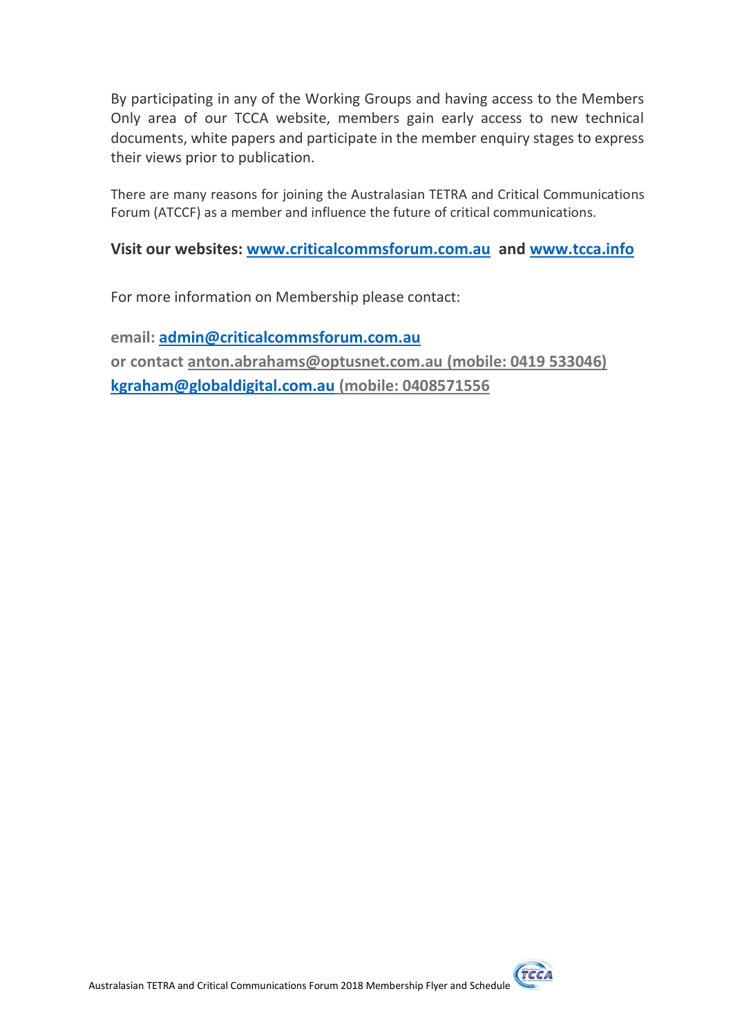By participating in any of the Working Groups and having access to the Members Only area of our TCCA website, members gain early access to new technical documents, white papers and participate in the member enquiry stages to express their views prior to publication.

There are many reasons for joining the Australasian TETRA and Critical Communications Forum (ATCCF) as a member and influence the future of critical communications.

**Visit our websites: www.criticalcommsforum.com.au and www.tcca.info**

For more information on Membership please contact:

**email: admin@criticalcommsforum.com.au**

**or contact anton.abrahams@optusnet.com.au (mobile: 0419 533046)**

**kgraham@globaldigital.com.au (mobile: 0408571556**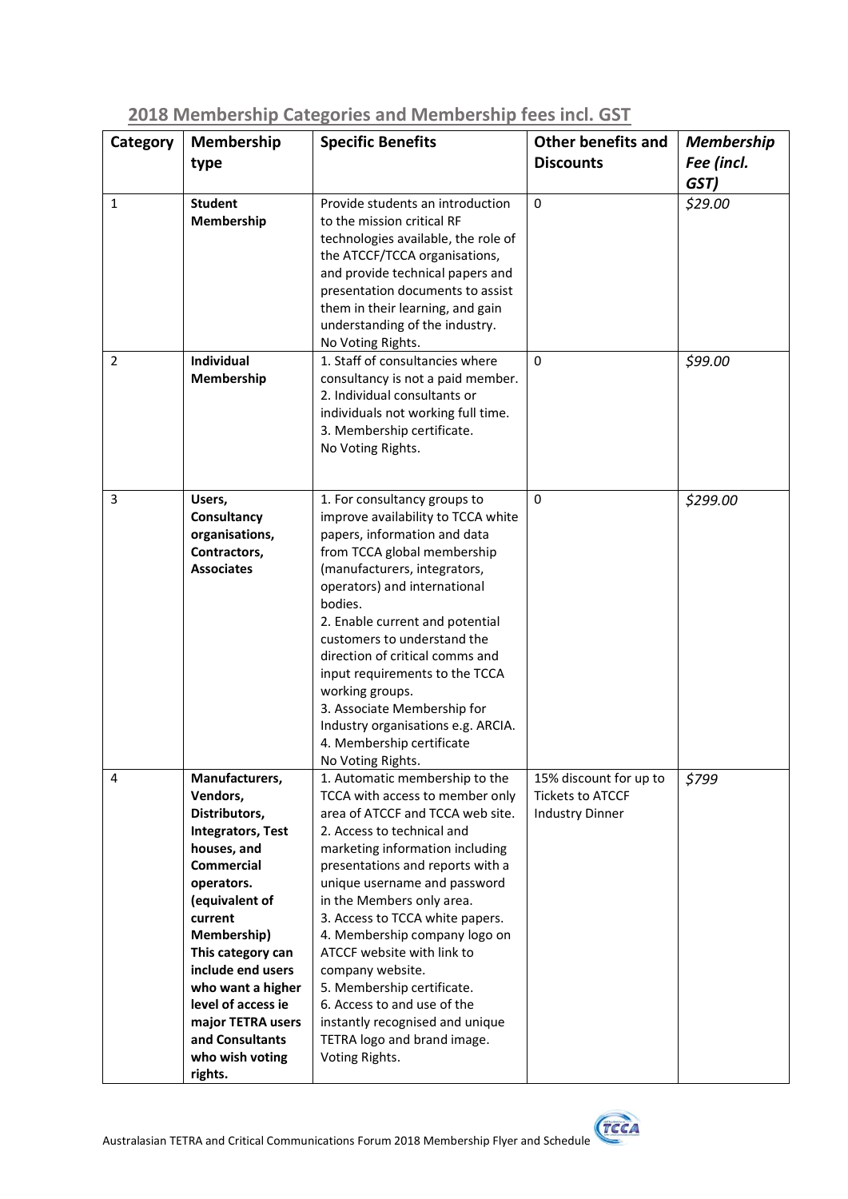## 2018 Membership Categories and Membership fees incl. GST

| Category | Membership type | Specific Benefits | Other benefits and Discounts | *Membership Fee (incl. GST)* |
|---|---|---|---|---|
| 1 | **Student Membership** | Provide students an introduction to the mission critical RF technologies available, the role of the ATCCF/TCCA organisations, and provide technical papers and presentation documents to assist them in their learning, and gain understanding of the industry.<br>No Voting Rights. | 0 | *$29.00* |
| 2 | **Individual Membership** | 1. Staff of consultancies where consultancy is not a paid member.<br>2. Individual consultants or individuals not working full time.<br>3. Membership certificate.<br>No Voting Rights. | 0 | *$99.00* |
| 3 | **Users, Consultancy organisations, Contractors, Associates** | 1. For consultancy groups to improve availability to TCCA white papers, information and data from TCCA global membership (manufacturers, integrators, operators) and international bodies.<br>2. Enable current and potential customers to understand the direction of critical comms and input requirements to the TCCA working groups.<br>3. Associate Membership for Industry organisations e.g. ARCIA.<br>4. Membership certificate<br>No Voting Rights. | 0 | *$299.00* |
| 4 | **Manufacturers, Vendors, Distributors, Integrators, Test houses, and Commercial operators. (equivalent of current Membership) This category can include end users who want a higher level of access ie major TETRA users and Consultants who wish voting rights.** | 1. Automatic membership to the TCCA with access to member only area of ATCCF and TCCA web site.<br>2. Access to technical and marketing information including presentations and reports with a unique username and password in the Members only area.<br>3. Access to TCCA white papers.<br>4. Membership company logo on ATCCF website with link to company website.<br>5. Membership certificate.<br>6. Access to and use of the instantly recognised and unique TETRA logo and brand image.<br>Voting Rights. | 15% discount for up to Tickets to ATCCF Industry Dinner | *$799* |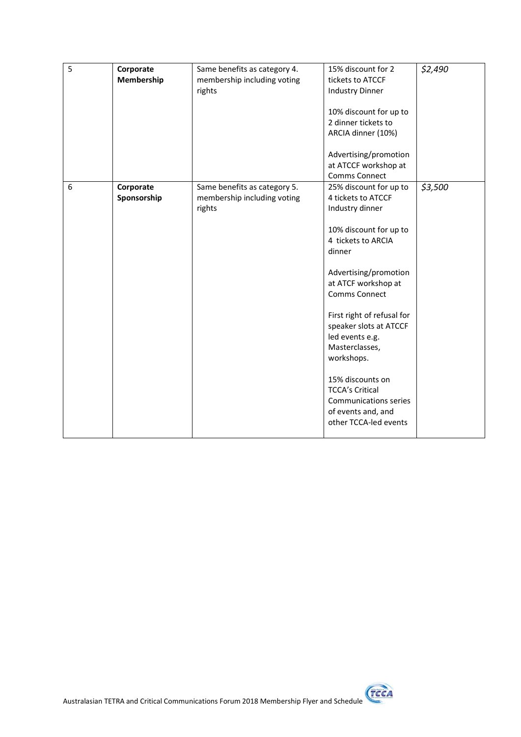| | | | | |
|---|---|---|---|---|
| 5 | **Corporate Membership** | Same benefits as category 4. membership including voting rights | 15% discount for 2 tickets to ATCCF Industry Dinner<br><br>10% discount for up to 2 dinner tickets to ARCIA dinner (10%)<br><br>Advertising/promotion at ATCCF workshop at Comms Connect | *$2,490* |
| 6 | **Corporate Sponsorship** | Same benefits as category 5. membership including voting rights | 25% discount for up to 4 tickets to ATCCF Industry dinner<br><br>10% discount for up to 4 tickets to ARCIA dinner<br><br>Advertising/promotion at ATCF workshop at Comms Connect<br><br>First right of refusal for speaker slots at ATCCF led events e.g. Masterclasses, workshops.<br><br>15% discounts on TCCA's Critical Communications series of events and, and other TCCA-led events | *$3,500* |